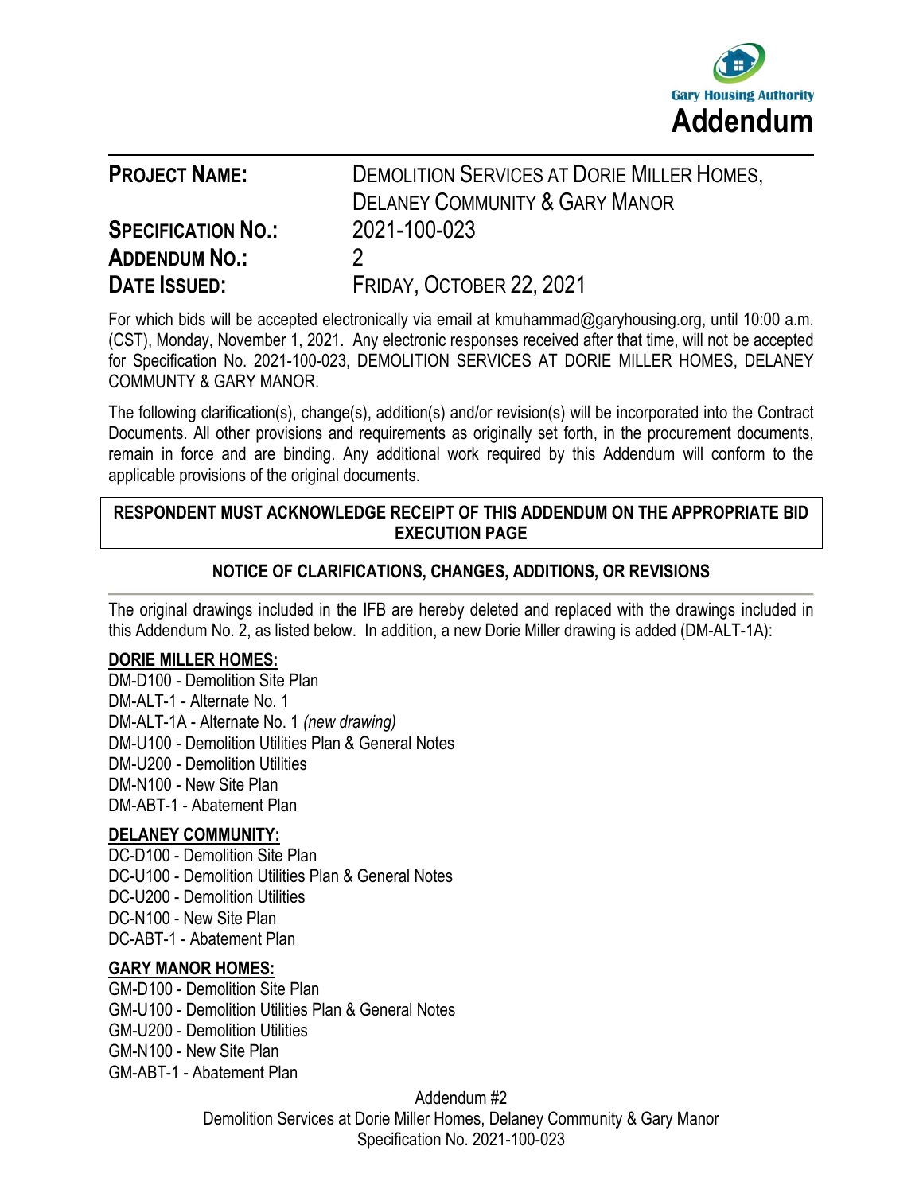Gary Housing Authority

# Addendum

**PROJECT NAME:** DEMOLITION SERVICES AT DORIE MILLER HOMES, DELANEY COMMUNITY & GARY MANOR

**SPECIFICATION NO.:** 2021-100-023

**ADDENDUM NO.:** 2

**DATE ISSUED:** FRIDAY, OCTOBER 22, 2021

For which bids will be accepted electronically via email at kmuhammad@garyhousing.org, until 10:00 a.m. (CST), Monday, November 1, 2021. Any electronic responses received after that time, will not be accepted for Specification No. 2021-100-023, DEMOLITION SERVICES AT DORIE MILLER HOMES, DELANEY COMMUNTY & GARY MANOR.

The following clarification(s), change(s), addition(s) and/or revision(s) will be incorporated into the Contract Documents. All other provisions and requirements as originally set forth, in the procurement documents, remain in force and are binding. Any additional work required by this Addendum will conform to the applicable provisions of the original documents.

**RESPONDENT MUST ACKNOWLEDGE RECEIPT OF THIS ADDENDUM ON THE APPROPRIATE BID EXECUTION PAGE**

## NOTICE OF CLARIFICATIONS, CHANGES, ADDITIONS, OR REVISIONS

The original drawings included in the IFB are hereby deleted and replaced with the drawings included in this Addendum No. 2, as listed below. In addition, a new Dorie Miller drawing is added (DM-ALT-1A):

**DORIE MILLER HOMES:**

DM-D100 - Demolition Site Plan
DM-ALT-1 - Alternate No. 1
DM-ALT-1A - Alternate No. 1 *(new drawing)*
DM-U100 - Demolition Utilities Plan & General Notes
DM-U200 - Demolition Utilities
DM-N100 - New Site Plan
DM-ABT-1 - Abatement Plan

**DELANEY COMMUNITY:**

DC-D100 - Demolition Site Plan
DC-U100 - Demolition Utilities Plan & General Notes
DC-U200 - Demolition Utilities
DC-N100 - New Site Plan
DC-ABT-1 - Abatement Plan

**GARY MANOR HOMES:**

GM-D100 - Demolition Site Plan
GM-U100 - Demolition Utilities Plan & General Notes
GM-U200 - Demolition Utilities
GM-N100 - New Site Plan
GM-ABT-1 - Abatement Plan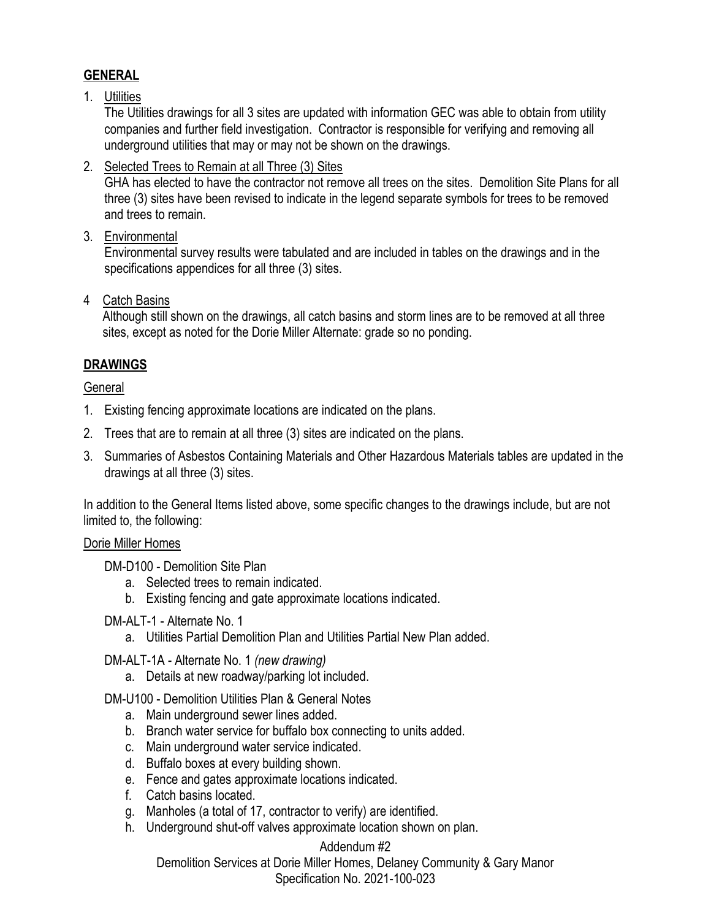## GENERAL

1. Utilities
   The Utilities drawings for all 3 sites are updated with information GEC was able to obtain from utility companies and further field investigation. Contractor is responsible for verifying and removing all underground utilities that may or may not be shown on the drawings.

2. Selected Trees to Remain at all Three (3) Sites
   GHA has elected to have the contractor not remove all trees on the sites. Demolition Site Plans for all three (3) sites have been revised to indicate in the legend separate symbols for trees to be removed and trees to remain.

3. Environmental
   Environmental survey results were tabulated and are included in tables on the drawings and in the specifications appendices for all three (3) sites.

4 Catch Basins
   Although still shown on the drawings, all catch basins and storm lines are to be removed at all three sites, except as noted for the Dorie Miller Alternate: grade so no ponding.

## DRAWINGS

General

1. Existing fencing approximate locations are indicated on the plans.
2. Trees that are to remain at all three (3) sites are indicated on the plans.
3. Summaries of Asbestos Containing Materials and Other Hazardous Materials tables are updated in the drawings at all three (3) sites.

In addition to the General Items listed above, some specific changes to the drawings include, but are not limited to, the following:

Dorie Miller Homes

DM-D100 - Demolition Site Plan
   a. Selected trees to remain indicated.
   b. Existing fencing and gate approximate locations indicated.

DM-ALT-1 - Alternate No. 1
   a. Utilities Partial Demolition Plan and Utilities Partial New Plan added.

DM-ALT-1A - Alternate No. 1 *(new drawing)*
   a. Details at new roadway/parking lot included.

DM-U100 - Demolition Utilities Plan & General Notes
   a. Main underground sewer lines added.
   b. Branch water service for buffalo box connecting to units added.
   c. Main underground water service indicated.
   d. Buffalo boxes at every building shown.
   e. Fence and gates approximate locations indicated.
   f. Catch basins located.
   g. Manholes (a total of 17, contractor to verify) are identified.
   h. Underground shut-off valves approximate location shown on plan.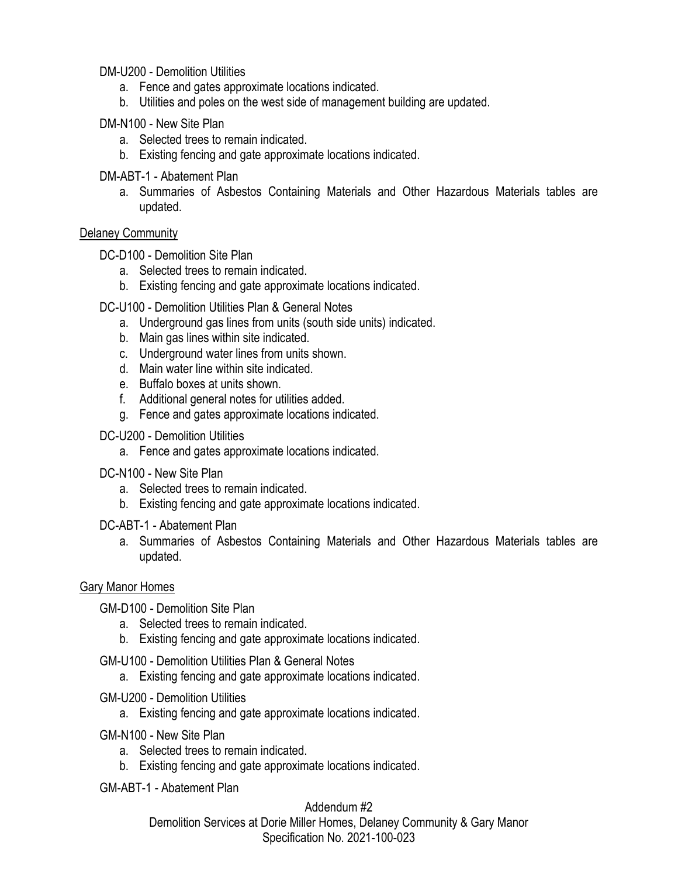DM-U200 - Demolition Utilities

a. Fence and gates approximate locations indicated.
b. Utilities and poles on the west side of management building are updated.

DM-N100 - New Site Plan

a. Selected trees to remain indicated.
b. Existing fencing and gate approximate locations indicated.

DM-ABT-1 - Abatement Plan

a. Summaries of Asbestos Containing Materials and Other Hazardous Materials tables are updated.

<u>Delaney Community</u>

DC-D100 - Demolition Site Plan

a. Selected trees to remain indicated.
b. Existing fencing and gate approximate locations indicated.

DC-U100 - Demolition Utilities Plan & General Notes

a. Underground gas lines from units (south side units) indicated.
b. Main gas lines within site indicated.
c. Underground water lines from units shown.
d. Main water line within site indicated.
e. Buffalo boxes at units shown.
f. Additional general notes for utilities added.
g. Fence and gates approximate locations indicated.

DC-U200 - Demolition Utilities

a. Fence and gates approximate locations indicated.

DC-N100 - New Site Plan

a. Selected trees to remain indicated.
b. Existing fencing and gate approximate locations indicated.

DC-ABT-1 - Abatement Plan

a. Summaries of Asbestos Containing Materials and Other Hazardous Materials tables are updated.

<u>Gary Manor Homes</u>

GM-D100 - Demolition Site Plan

a. Selected trees to remain indicated.
b. Existing fencing and gate approximate locations indicated.

GM-U100 - Demolition Utilities Plan & General Notes

a. Existing fencing and gate approximate locations indicated.

GM-U200 - Demolition Utilities

a. Existing fencing and gate approximate locations indicated.

GM-N100 - New Site Plan

a. Selected trees to remain indicated.
b. Existing fencing and gate approximate locations indicated.

GM-ABT-1 - Abatement Plan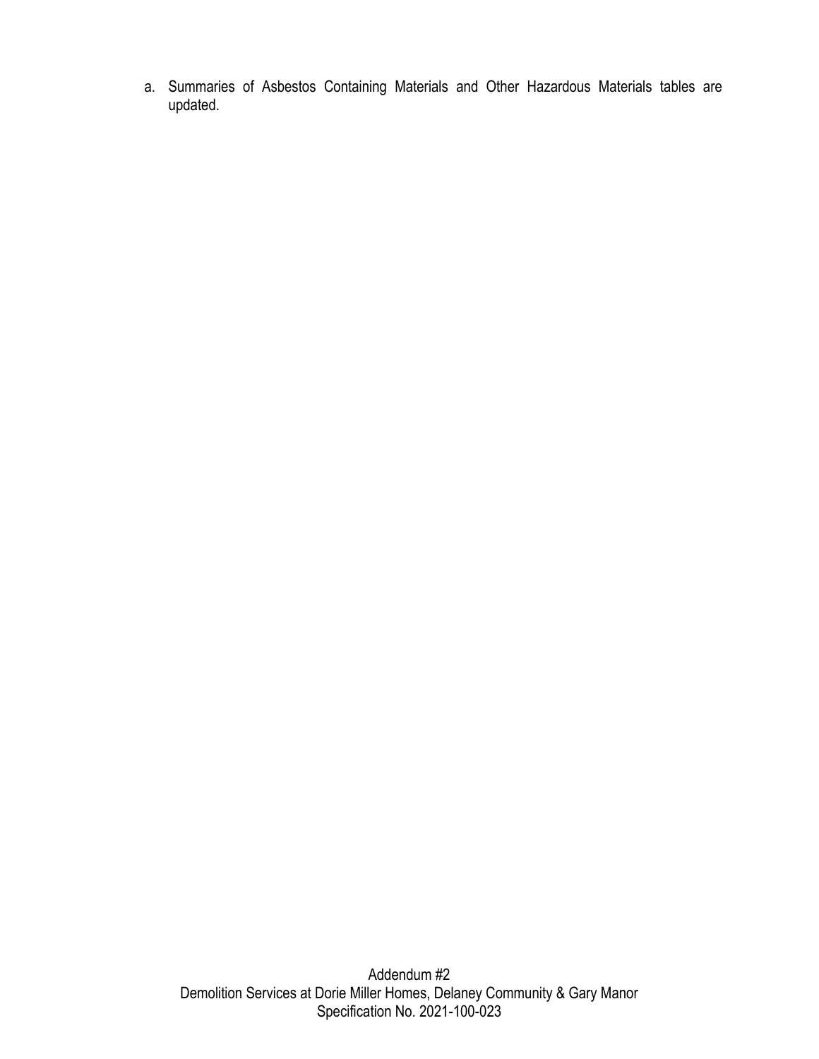a. Summaries of Asbestos Containing Materials and Other Hazardous Materials tables are updated.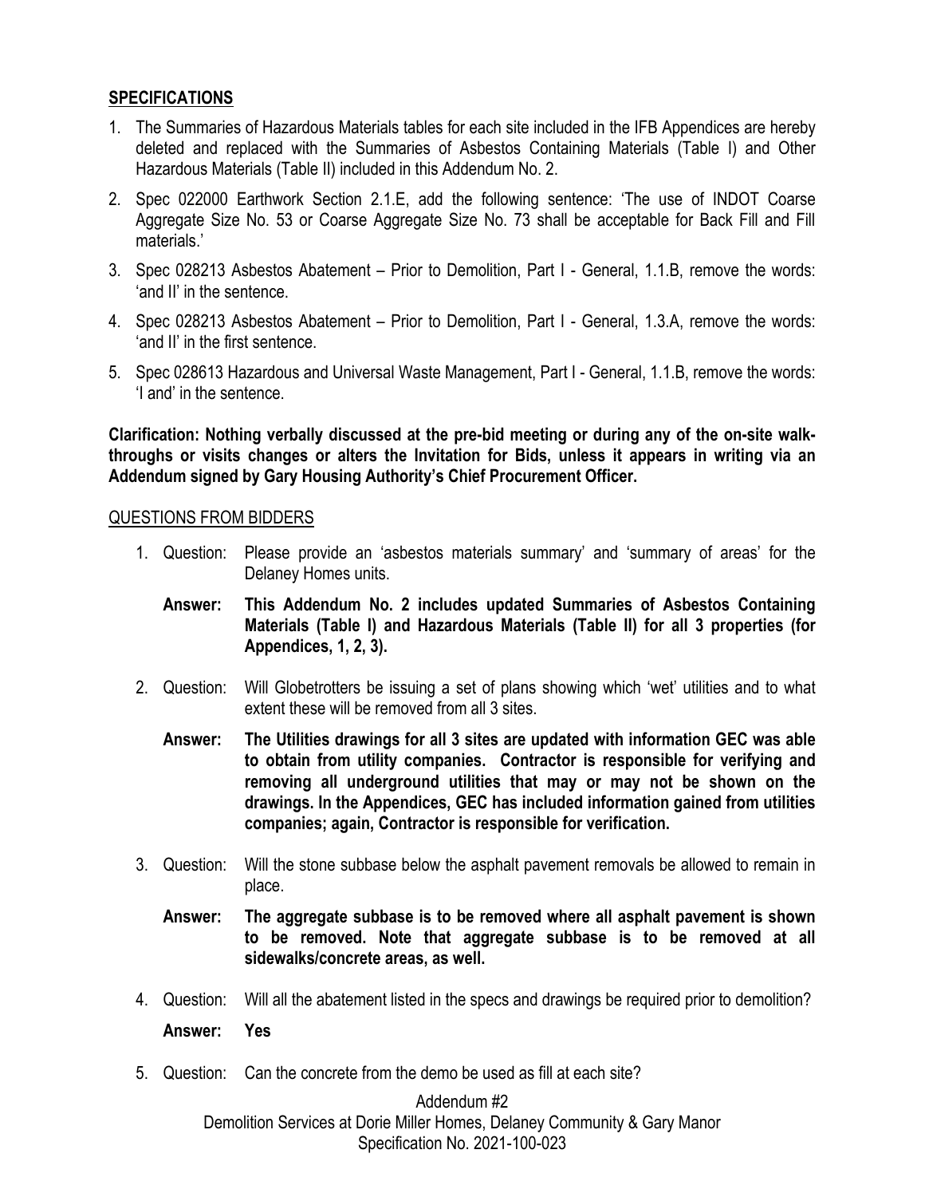## SPECIFICATIONS

1. The Summaries of Hazardous Materials tables for each site included in the IFB Appendices are hereby deleted and replaced with the Summaries of Asbestos Containing Materials (Table I) and Other Hazardous Materials (Table II) included in this Addendum No. 2.
2. Spec 022000 Earthwork Section 2.1.E, add the following sentence: 'The use of INDOT Coarse Aggregate Size No. 53 or Coarse Aggregate Size No. 73 shall be acceptable for Back Fill and Fill materials.'
3. Spec 028213 Asbestos Abatement – Prior to Demolition, Part I - General, 1.1.B, remove the words: 'and II' in the sentence.
4. Spec 028213 Asbestos Abatement – Prior to Demolition, Part I - General, 1.3.A, remove the words: 'and II' in the first sentence.
5. Spec 028613 Hazardous and Universal Waste Management, Part I - General, 1.1.B, remove the words: 'I and' in the sentence.

**Clarification: Nothing verbally discussed at the pre-bid meeting or during any of the on-site walk-throughs or visits changes or alters the Invitation for Bids, unless it appears in writing via an Addendum signed by Gary Housing Authority's Chief Procurement Officer.**

QUESTIONS FROM BIDDERS

1. Question: Please provide an 'asbestos materials summary' and 'summary of areas' for the Delaney Homes units.

   **Answer: This Addendum No. 2 includes updated Summaries of Asbestos Containing Materials (Table I) and Hazardous Materials (Table II) for all 3 properties (for Appendices, 1, 2, 3).**

2. Question: Will Globetrotters be issuing a set of plans showing which 'wet' utilities and to what extent these will be removed from all 3 sites.

   **Answer: The Utilities drawings for all 3 sites are updated with information GEC was able to obtain from utility companies. Contractor is responsible for verifying and removing all underground utilities that may or may not be shown on the drawings. In the Appendices, GEC has included information gained from utilities companies; again, Contractor is responsible for verification.**

3. Question: Will the stone subbase below the asphalt pavement removals be allowed to remain in place.

   **Answer: The aggregate subbase is to be removed where all asphalt pavement is shown to be removed. Note that aggregate subbase is to be removed at all sidewalks/concrete areas, as well.**

4. Question: Will all the abatement listed in the specs and drawings be required prior to demolition?

   **Answer: Yes**

5. Question: Can the concrete from the demo be used as fill at each site?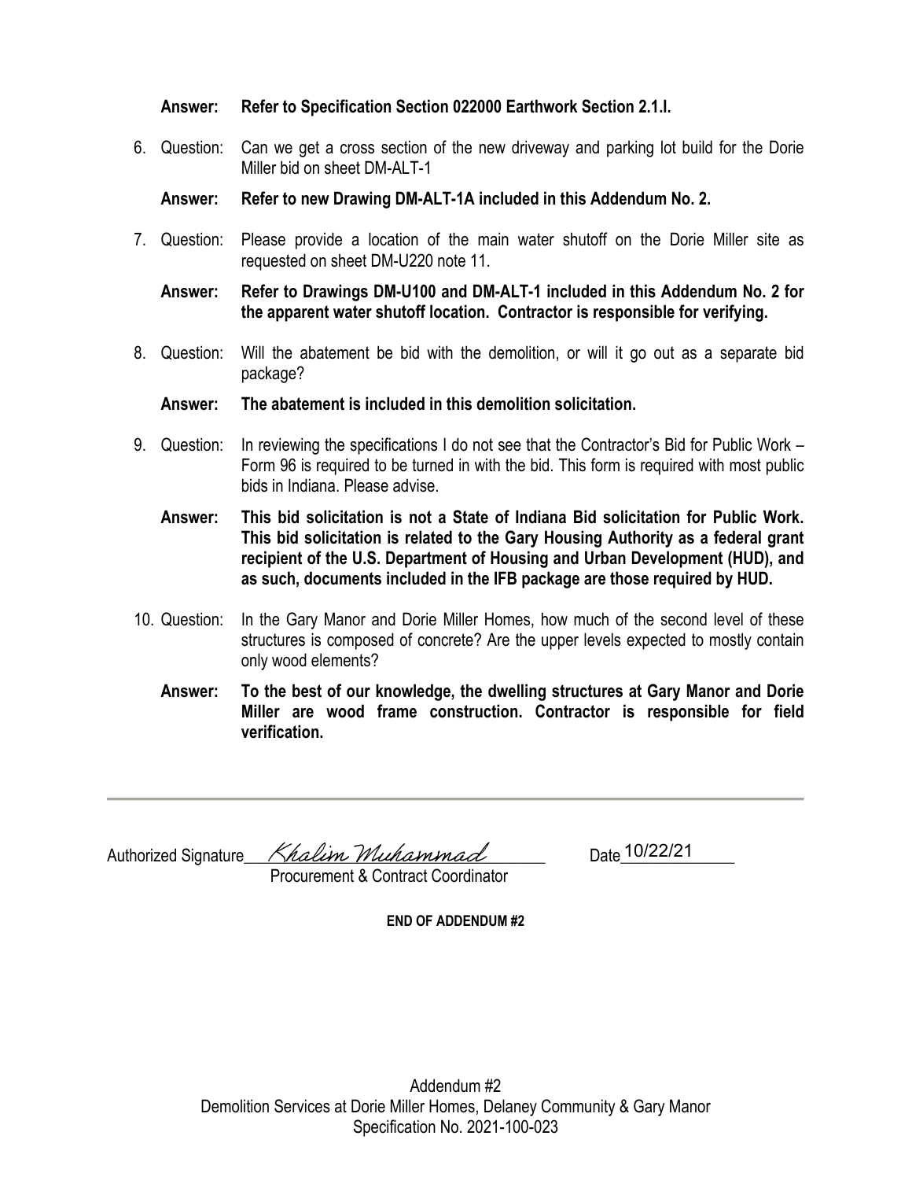**Answer: Refer to Specification Section 022000 Earthwork Section 2.1.I.**

6. Question: Can we get a cross section of the new driveway and parking lot build for the Dorie Miller bid on sheet DM-ALT-1

   **Answer: Refer to new Drawing DM-ALT-1A included in this Addendum No. 2.**

7. Question: Please provide a location of the main water shutoff on the Dorie Miller site as requested on sheet DM-U220 note 11.

   **Answer: Refer to Drawings DM-U100 and DM-ALT-1 included in this Addendum No. 2 for the apparent water shutoff location. Contractor is responsible for verifying.**

8. Question: Will the abatement be bid with the demolition, or will it go out as a separate bid package?

   **Answer: The abatement is included in this demolition solicitation.**

9. Question: In reviewing the specifications I do not see that the Contractor's Bid for Public Work – Form 96 is required to be turned in with the bid. This form is required with most public bids in Indiana. Please advise.

   **Answer: This bid solicitation is not a State of Indiana Bid solicitation for Public Work. This bid solicitation is related to the Gary Housing Authority as a federal grant recipient of the U.S. Department of Housing and Urban Development (HUD), and as such, documents included in the IFB package are those required by HUD.**

10. Question: In the Gary Manor and Dorie Miller Homes, how much of the second level of these structures is composed of concrete? Are the upper levels expected to mostly contain only wood elements?

    **Answer: To the best of our knowledge, the dwelling structures at Gary Manor and Dorie Miller are wood frame construction. Contractor is responsible for field verification.**

---

Authorized Signature *Khalim Muhammad* Date 10/22/21

Procurement & Contract Coordinator

**END OF ADDENDUM #2**

Addendum #2
Demolition Services at Dorie Miller Homes, Delaney Community & Gary Manor
Specification No. 2021-100-023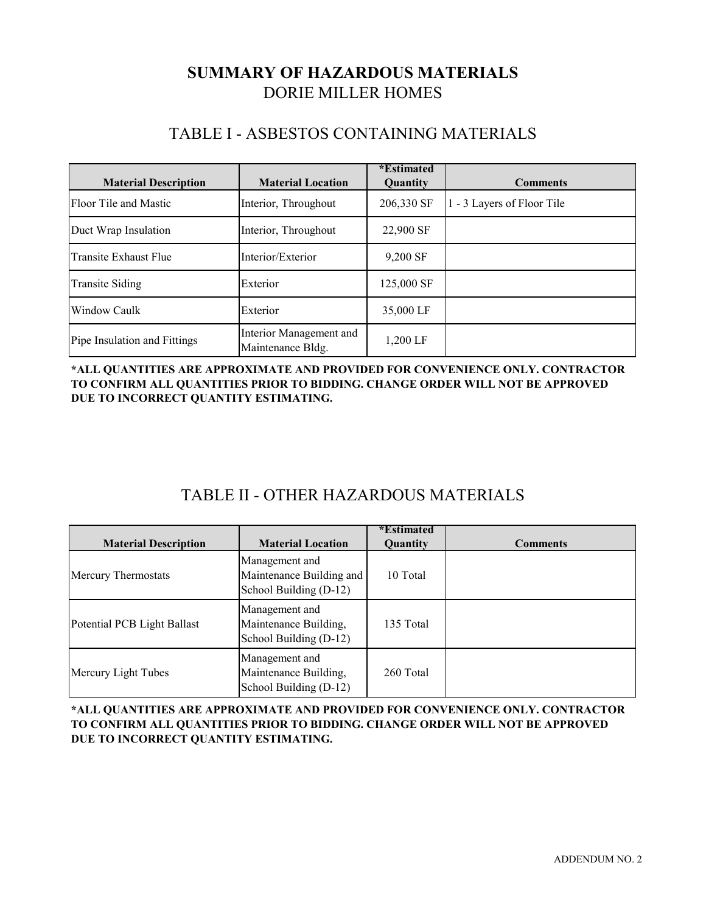# SUMMARY OF HAZARDOUS MATERIALS

## DORIE MILLER HOMES

## TABLE I - ASBESTOS CONTAINING MATERIALS

| Material Description | Material Location | *Estimated Quantity | Comments |
|---|---|---|---|
| Floor Tile and Mastic | Interior, Throughout | 206,330 SF | 1 - 3 Layers of Floor Tile |
| Duct Wrap Insulation | Interior, Throughout | 22,900 SF | |
| Transite Exhaust Flue | Interior/Exterior | 9,200 SF | |
| Transite Siding | Exterior | 125,000 SF | |
| Window Caulk | Exterior | 35,000 LF | |
| Pipe Insulation and Fittings | Interior Management and Maintenance Bldg. | 1,200 LF | |

**\*ALL QUANTITIES ARE APPROXIMATE AND PROVIDED FOR CONVENIENCE ONLY. CONTRACTOR TO CONFIRM ALL QUANTITIES PRIOR TO BIDDING. CHANGE ORDER WILL NOT BE APPROVED DUE TO INCORRECT QUANTITY ESTIMATING.**

## TABLE II - OTHER HAZARDOUS MATERIALS

| Material Description | Material Location | *Estimated Quantity | Comments |
|---|---|---|---|
| Mercury Thermostats | Management and Maintenance Building and School Building (D-12) | 10 Total | |
| Potential PCB Light Ballast | Management and Maintenance Building, School Building (D-12) | 135 Total | |
| Mercury Light Tubes | Management and Maintenance Building, School Building (D-12) | 260 Total | |

**\*ALL QUANTITIES ARE APPROXIMATE AND PROVIDED FOR CONVENIENCE ONLY. CONTRACTOR TO CONFIRM ALL QUANTITIES PRIOR TO BIDDING. CHANGE ORDER WILL NOT BE APPROVED DUE TO INCORRECT QUANTITY ESTIMATING.**

ADDENDUM NO. 2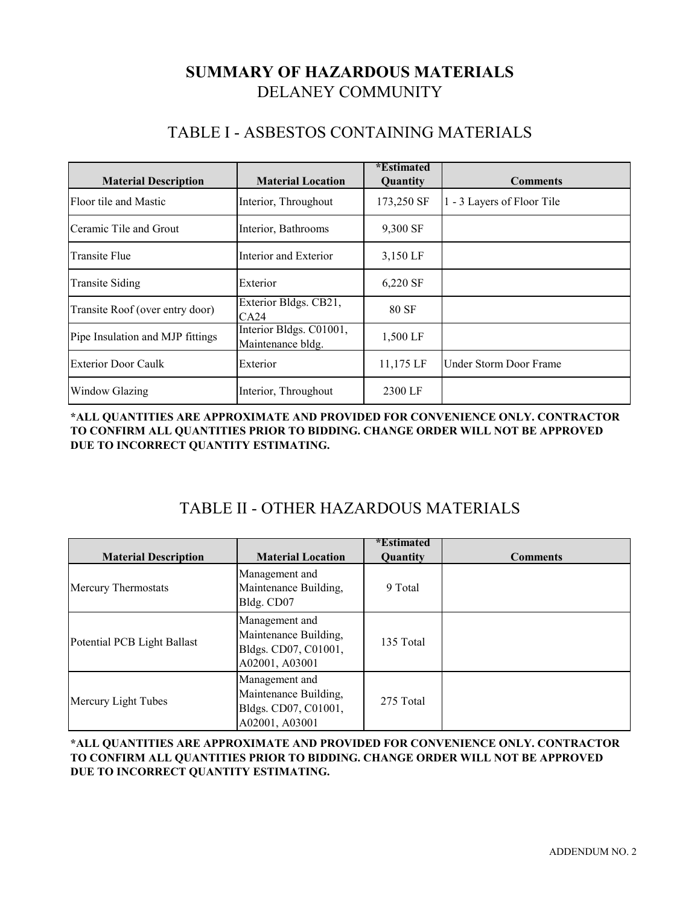# SUMMARY OF HAZARDOUS MATERIALS

## DELANEY COMMUNITY

## TABLE I - ASBESTOS CONTAINING MATERIALS

| Material Description | Material Location | *Estimated Quantity | Comments |
|---|---|---|---|
| Floor tile and Mastic | Interior, Throughout | 173,250 SF | 1 - 3 Layers of Floor Tile |
| Ceramic Tile and Grout | Interior, Bathrooms | 9,300 SF | |
| Transite Flue | Interior and Exterior | 3,150 LF | |
| Transite Siding | Exterior | 6,220 SF | |
| Transite Roof (over entry door) | Exterior Bldgs. CB21, CA24 | 80 SF | |
| Pipe Insulation and MJP fittings | Interior Bldgs. C01001, Maintenance bldg. | 1,500 LF | |
| Exterior Door Caulk | Exterior | 11,175 LF | Under Storm Door Frame |
| Window Glazing | Interior, Throughout | 2300 LF | |

**\*ALL QUANTITIES ARE APPROXIMATE AND PROVIDED FOR CONVENIENCE ONLY. CONTRACTOR TO CONFIRM ALL QUANTITIES PRIOR TO BIDDING. CHANGE ORDER WILL NOT BE APPROVED DUE TO INCORRECT QUANTITY ESTIMATING.**

## TABLE II - OTHER HAZARDOUS MATERIALS

| Material Description | Material Location | *Estimated Quantity | Comments |
|---|---|---|---|
| Mercury Thermostats | Management and Maintenance Building, Bldg. CD07 | 9 Total | |
| Potential PCB Light Ballast | Management and Maintenance Building, Bldgs. CD07, C01001, A02001, A03001 | 135 Total | |
| Mercury Light Tubes | Management and Maintenance Building, Bldgs. CD07, C01001, A02001, A03001 | 275 Total | |

**\*ALL QUANTITIES ARE APPROXIMATE AND PROVIDED FOR CONVENIENCE ONLY. CONTRACTOR TO CONFIRM ALL QUANTITIES PRIOR TO BIDDING. CHANGE ORDER WILL NOT BE APPROVED DUE TO INCORRECT QUANTITY ESTIMATING.**

ADDENDUM NO. 2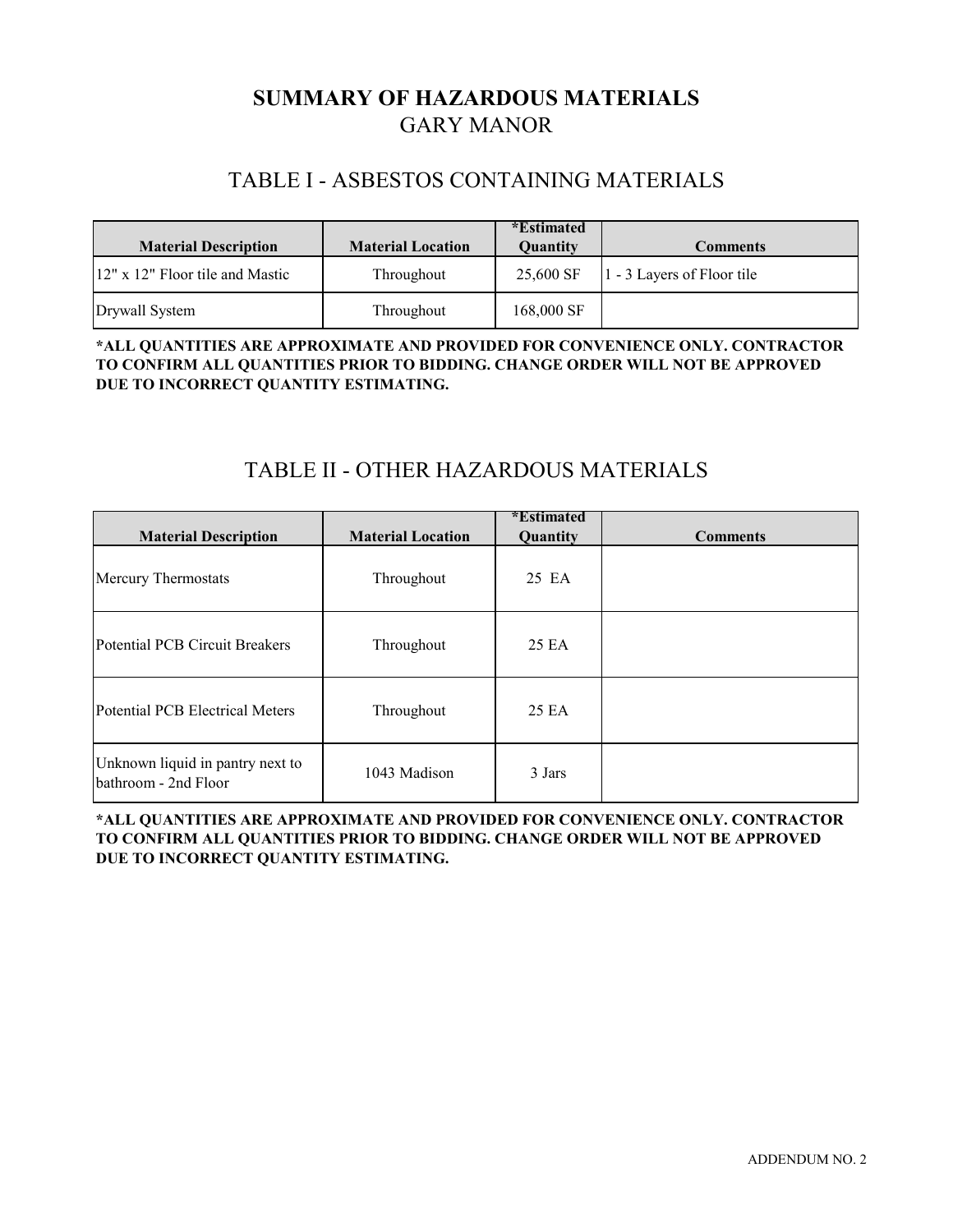# SUMMARY OF HAZARDOUS MATERIALS
## GARY MANOR

## TABLE I - ASBESTOS CONTAINING MATERIALS

| Material Description | Material Location | *Estimated Quantity | Comments |
|---|---|---|---|
| 12" x 12" Floor tile and Mastic | Throughout | 25,600 SF | 1 - 3 Layers of Floor tile |
| Drywall System | Throughout | 168,000 SF | |

***ALL QUANTITIES ARE APPROXIMATE AND PROVIDED FOR CONVENIENCE ONLY. CONTRACTOR TO CONFIRM ALL QUANTITIES PRIOR TO BIDDING. CHANGE ORDER WILL NOT BE APPROVED DUE TO INCORRECT QUANTITY ESTIMATING.**

## TABLE II - OTHER HAZARDOUS MATERIALS

| Material Description | Material Location | *Estimated Quantity | Comments |
|---|---|---|---|
| Mercury Thermostats | Throughout | 25 EA | |
| Potential PCB Circuit Breakers | Throughout | 25 EA | |
| Potential PCB Electrical Meters | Throughout | 25 EA | |
| Unknown liquid in pantry next to bathroom - 2nd Floor | 1043 Madison | 3 Jars | |

***ALL QUANTITIES ARE APPROXIMATE AND PROVIDED FOR CONVENIENCE ONLY. CONTRACTOR TO CONFIRM ALL QUANTITIES PRIOR TO BIDDING. CHANGE ORDER WILL NOT BE APPROVED DUE TO INCORRECT QUANTITY ESTIMATING.**

ADDENDUM NO. 2